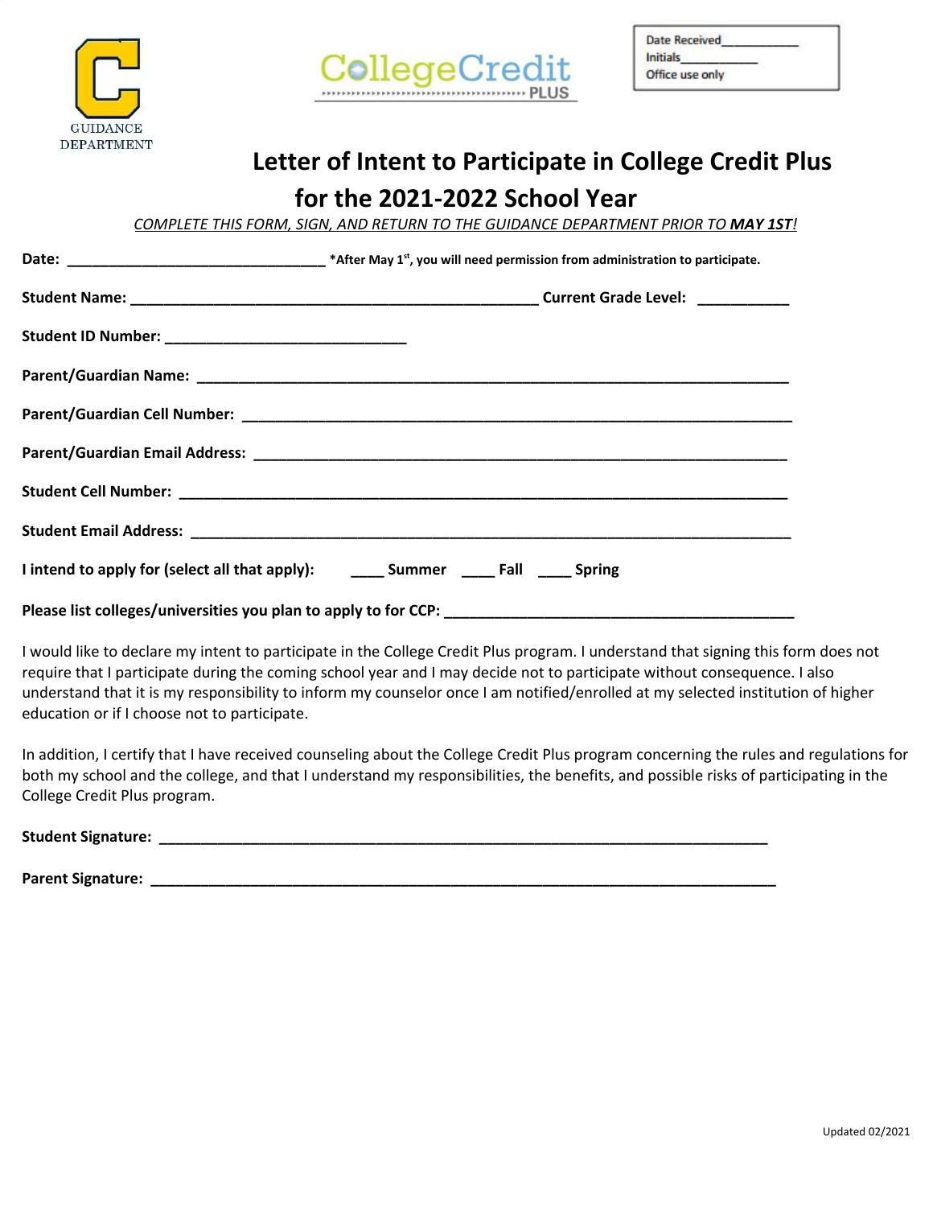GUIDANCE DEPARTMENT

CollegeCredit PLUS

Date Received___________
Initials___________
Office use only

# Letter of Intent to Participate in College Credit Plus for the 2021-2022 School Year

*COMPLETE THIS FORM, SIGN, AND RETURN TO THE GUIDANCE DEPARTMENT PRIOR TO **MAY 1ST**!*

**Date:** _______________________________ ***After May 1st, you will need permission from administration to participate.**

**Student Name:** _________________________________________________ **Current Grade Level:** ___________

**Student ID Number:** _____________________________

**Parent/Guardian Name:** _______________________________________________________________________

**Parent/Guardian Cell Number:** __________________________________________________________________

**Parent/Guardian Email Address:** ________________________________________________________________

**Student Cell Number:** _________________________________________________________________________

**Student Email Address:** _______________________________________________________________________

**I intend to apply for (select all that apply):** ____ **Summer** ____ **Fall** ____ **Spring**

**Please list colleges/universities you plan to apply to for CCP:** ________________________________________

I would like to declare my intent to participate in the College Credit Plus program. I understand that signing this form does not require that I participate during the coming school year and I may decide not to participate without consequence. I also understand that it is my responsibility to inform my counselor once I am notified/enrolled at my selected institution of higher education or if I choose not to participate.

In addition, I certify that I have received counseling about the College Credit Plus program concerning the rules and regulations for both my school and the college, and that I understand my responsibilities, the benefits, and possible risks of participating in the College Credit Plus program.

**Student Signature:** __________________________________________________________________________

**Parent Signature:** ___________________________________________________________________________

Updated 02/2021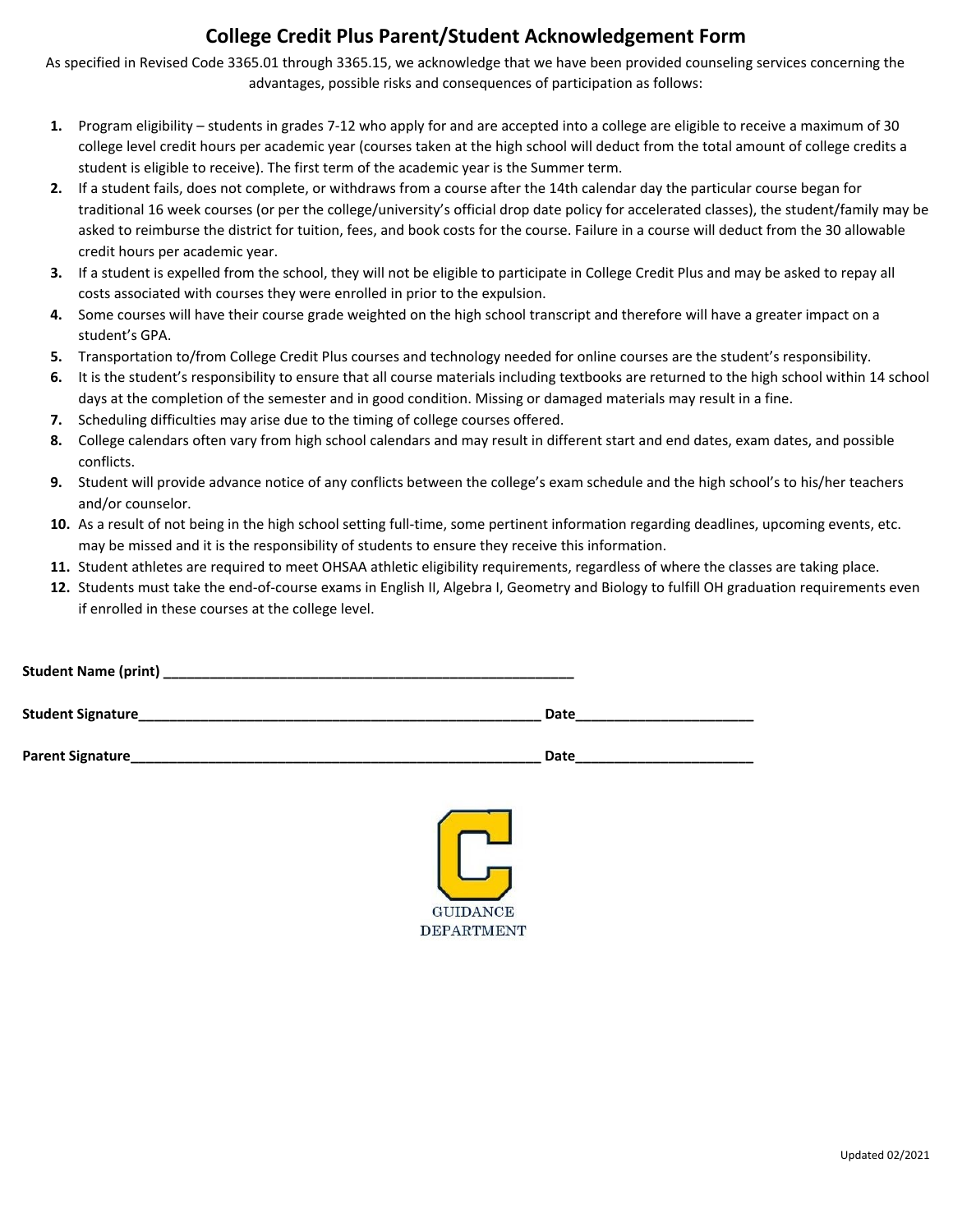# College Credit Plus Parent/Student Acknowledgement Form

As specified in Revised Code 3365.01 through 3365.15, we acknowledge that we have been provided counseling services concerning the advantages, possible risks and consequences of participation as follows:

1. Program eligibility – students in grades 7-12 who apply for and are accepted into a college are eligible to receive a maximum of 30 college level credit hours per academic year (courses taken at the high school will deduct from the total amount of college credits a student is eligible to receive). The first term of the academic year is the Summer term.
2. If a student fails, does not complete, or withdraws from a course after the 14th calendar day the particular course began for traditional 16 week courses (or per the college/university's official drop date policy for accelerated classes), the student/family may be asked to reimburse the district for tuition, fees, and book costs for the course. Failure in a course will deduct from the 30 allowable credit hours per academic year.
3. If a student is expelled from the school, they will not be eligible to participate in College Credit Plus and may be asked to repay all costs associated with courses they were enrolled in prior to the expulsion.
4. Some courses will have their course grade weighted on the high school transcript and therefore will have a greater impact on a student's GPA.
5. Transportation to/from College Credit Plus courses and technology needed for online courses are the student's responsibility.
6. It is the student's responsibility to ensure that all course materials including textbooks are returned to the high school within 14 school days at the completion of the semester and in good condition. Missing or damaged materials may result in a fine.
7. Scheduling difficulties may arise due to the timing of college courses offered.
8. College calendars often vary from high school calendars and may result in different start and end dates, exam dates, and possible conflicts.
9. Student will provide advance notice of any conflicts between the college's exam schedule and the high school's to his/her teachers and/or counselor.
10. As a result of not being in the high school setting full-time, some pertinent information regarding deadlines, upcoming events, etc. may be missed and it is the responsibility of students to ensure they receive this information.
11. Student athletes are required to meet OHSAA athletic eligibility requirements, regardless of where the classes are taking place.
12. Students must take the end-of-course exams in English II, Algebra I, Geometry and Biology to fulfill OH graduation requirements even if enrolled in these courses at the college level.

**Student Name (print)** ______________________________________________

**Student Signature**______________________________________________ **Date**____________________

**Parent Signature**______________________________________________ **Date**____________________

GUIDANCE
DEPARTMENT

Updated 02/2021